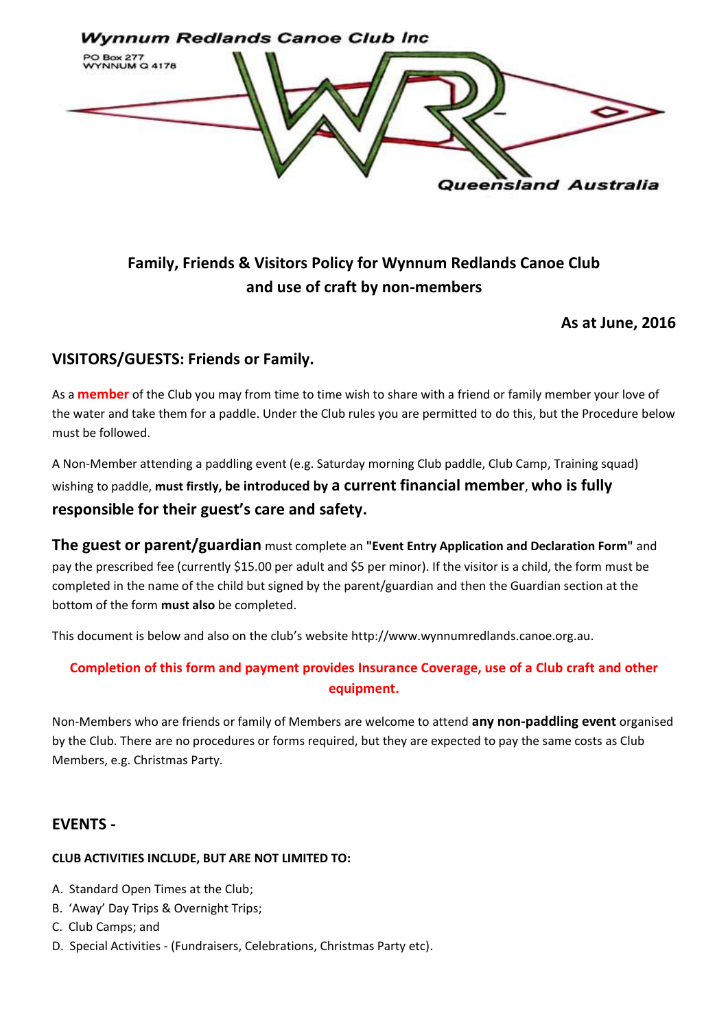Wynnum Redlands Canoe Club Inc

PO Box 277
WYNNUM Q 4178

Queensland Australia

# Family, Friends & Visitors Policy for Wynnum Redlands Canoe Club and use of craft by non-members

**As at June, 2016**

## VISITORS/GUESTS: Friends or Family.

As a **member** of the Club you may from time to time wish to share with a friend or family member your love of the water and take them for a paddle. Under the Club rules you are permitted to do this, but the Procedure below must be followed.

A Non-Member attending a paddling event (e.g. Saturday morning Club paddle, Club Camp, Training squad) wishing to paddle, **must firstly, be introduced by a current financial member**, **who is fully responsible for their guest's care and safety.**

**The guest or parent/guardian** must complete an **"Event Entry Application and Declaration Form"** and pay the prescribed fee (currently $15.00 per adult and $5 per minor). If the visitor is a child, the form must be completed in the name of the child but signed by the parent/guardian and then the Guardian section at the bottom of the form **must also** be completed.

This document is below and also on the club's website http://www.wynnumredlands.canoe.org.au.

**Completion of this form and payment provides Insurance Coverage, use of a Club craft and other equipment.**

Non-Members who are friends or family of Members are welcome to attend **any non-paddling event** organised by the Club. There are no procedures or forms required, but they are expected to pay the same costs as Club Members, e.g. Christmas Party.

## EVENTS -

**CLUB ACTIVITIES INCLUDE, BUT ARE NOT LIMITED TO:**

A. Standard Open Times at the Club;
B. 'Away' Day Trips & Overnight Trips;
C. Club Camps; and
D. Special Activities - (Fundraisers, Celebrations, Christmas Party etc).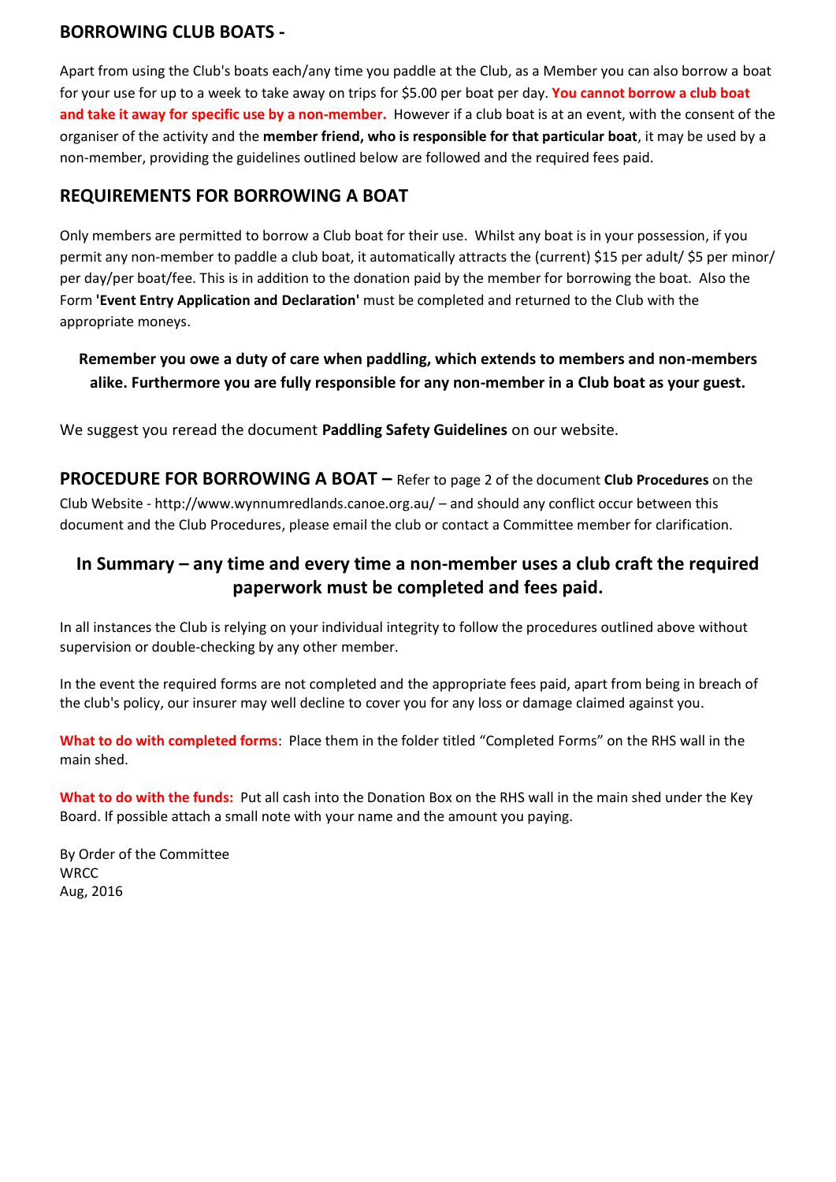## BORROWING CLUB BOATS -

Apart from using the Club's boats each/any time you paddle at the Club, as a Member you can also borrow a boat for your use for up to a week to take away on trips for $5.00 per boat per day. **You cannot borrow a club boat and take it away for specific use by a non-member.** However if a club boat is at an event, with the consent of the organiser of the activity and the **member friend, who is responsible for that particular boat**, it may be used by a non-member, providing the guidelines outlined below are followed and the required fees paid.

## REQUIREMENTS FOR BORROWING A BOAT

Only members are permitted to borrow a Club boat for their use. Whilst any boat is in your possession, if you permit any non-member to paddle a club boat, it automatically attracts the (current) $15 per adult/ $5 per minor/ per day/per boat/fee. This is in addition to the donation paid by the member for borrowing the boat. Also the Form **'Event Entry Application and Declaration'** must be completed and returned to the Club with the appropriate moneys.

**Remember you owe a duty of care when paddling, which extends to members and non-members alike. Furthermore you are fully responsible for any non-member in a Club boat as your guest.**

We suggest you reread the document **Paddling Safety Guidelines** on our website.

**PROCEDURE FOR BORROWING A BOAT –** Refer to page 2 of the document **Club Procedures** on the Club Website - http://www.wynnumredlands.canoe.org.au/ – and should any conflict occur between this document and the Club Procedures, please email the club or contact a Committee member for clarification.

**In Summary – any time and every time a non-member uses a club craft the required paperwork must be completed and fees paid.**

In all instances the Club is relying on your individual integrity to follow the procedures outlined above without supervision or double-checking by any other member.

In the event the required forms are not completed and the appropriate fees paid, apart from being in breach of the club's policy, our insurer may well decline to cover you for any loss or damage claimed against you.

**What to do with completed forms**: Place them in the folder titled "Completed Forms" on the RHS wall in the main shed.

**What to do with the funds:** Put all cash into the Donation Box on the RHS wall in the main shed under the Key Board. If possible attach a small note with your name and the amount you paying.

By Order of the Committee
WRCC
Aug, 2016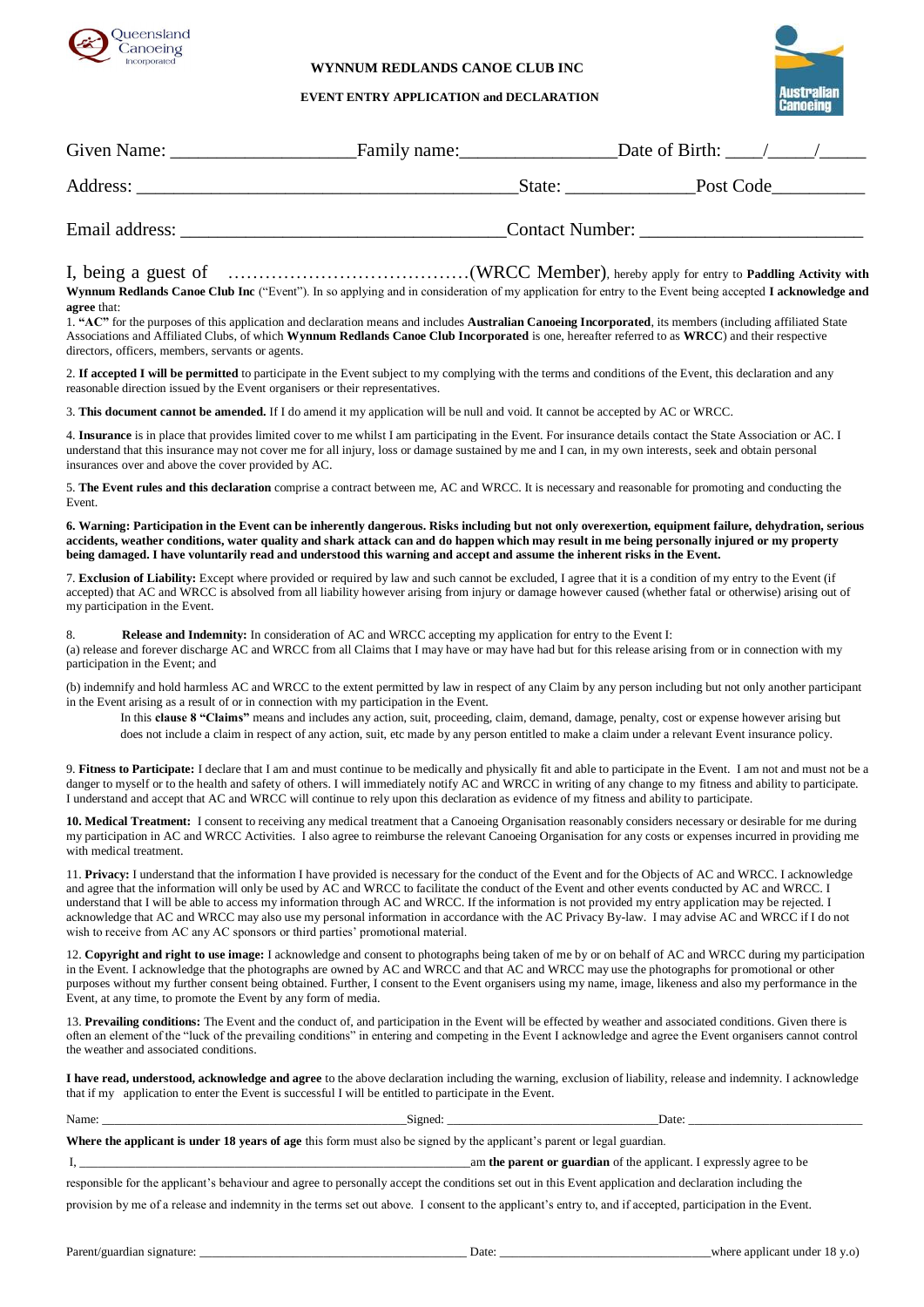Queensland Canoeing Incorporated

**WYNNUM REDLANDS CANOE CLUB INC**

**EVENT ENTRY APPLICATION and DECLARATION**

Australian Canoeing

Given Name: ____________________Family name:_________________Date of Birth: ____/_____/_____

Address: __________________________________________State: _____________Post Code_________

Email address: ___________________________________Contact Number: _______________________

I, being a guest of ......................................(WRCC Member), hereby apply for entry to **Paddling Activity with Wynnum Redlands Canoe Club Inc** ("Event"). In so applying and in consideration of my application for entry to the Event being accepted **I acknowledge and agree** that:

1. **"AC"** for the purposes of this application and declaration means and includes **Australian Canoeing Incorporated**, its members (including affiliated State Associations and Affiliated Clubs, of which **Wynnum Redlands Canoe Club Incorporated** is one, hereafter referred to as **WRCC**) and their respective directors, officers, members, servants or agents.

2. **If accepted I will be permitted** to participate in the Event subject to my complying with the terms and conditions of the Event, this declaration and any reasonable direction issued by the Event organisers or their representatives.

3. **This document cannot be amended.** If I do amend it my application will be null and void. It cannot be accepted by AC or WRCC.

4. **Insurance** is in place that provides limited cover to me whilst I am participating in the Event. For insurance details contact the State Association or AC. I understand that this insurance may not cover me for all injury, loss or damage sustained by me and I can, in my own interests, seek and obtain personal insurances over and above the cover provided by AC.

5. **The Event rules and this declaration** comprise a contract between me, AC and WRCC. It is necessary and reasonable for promoting and conducting the Event.

**6. Warning: Participation in the Event can be inherently dangerous. Risks including but not only overexertion, equipment failure, dehydration, serious accidents, weather conditions, water quality and shark attack can and do happen which may result in me being personally injured or my property being damaged. I have voluntarily read and understood this warning and accept and assume the inherent risks in the Event.**

7. **Exclusion of Liability:** Except where provided or required by law and such cannot be excluded, I agree that it is a condition of my entry to the Event (if accepted) that AC and WRCC is absolved from all liability however arising from injury or damage however caused (whether fatal or otherwise) arising out of my participation in the Event.

8. **Release and Indemnity:** In consideration of AC and WRCC accepting my application for entry to the Event I:

(a) release and forever discharge AC and WRCC from all Claims that I may have or may have had but for this release arising from or in connection with my participation in the Event; and

(b) indemnify and hold harmless AC and WRCC to the extent permitted by law in respect of any Claim by any person including but not only another participant in the Event arising as a result of or in connection with my participation in the Event.

In this **clause 8 "Claims"** means and includes any action, suit, proceeding, claim, demand, damage, penalty, cost or expense however arising but does not include a claim in respect of any action, suit, etc made by any person entitled to make a claim under a relevant Event insurance policy.

9. **Fitness to Participate:** I declare that I am and must continue to be medically and physically fit and able to participate in the Event. I am not and must not be a danger to myself or to the health and safety of others. I will immediately notify AC and WRCC in writing of any change to my fitness and ability to participate. I understand and accept that AC and WRCC will continue to rely upon this declaration as evidence of my fitness and ability to participate.

**10. Medical Treatment:** I consent to receiving any medical treatment that a Canoeing Organisation reasonably considers necessary or desirable for me during my participation in AC and WRCC Activities. I also agree to reimburse the relevant Canoeing Organisation for any costs or expenses incurred in providing me with medical treatment.

11. **Privacy:** I understand that the information I have provided is necessary for the conduct of the Event and for the Objects of AC and WRCC. I acknowledge and agree that the information will only be used by AC and WRCC to facilitate the conduct of the Event and other events conducted by AC and WRCC. I understand that I will be able to access my information through AC and WRCC. If the information is not provided my entry application may be rejected. I acknowledge that AC and WRCC may also use my personal information in accordance with the AC Privacy By-law. I may advise AC and WRCC if I do not wish to receive from AC any AC sponsors or third parties' promotional material.

12. **Copyright and right to use image:** I acknowledge and consent to photographs being taken of me by or on behalf of AC and WRCC during my participation in the Event. I acknowledge that the photographs are owned by AC and WRCC and that AC and WRCC may use the photographs for promotional or other purposes without my further consent being obtained. Further, I consent to the Event organisers using my name, image, likeness and also my performance in the Event, at any time, to promote the Event by any form of media.

13. **Prevailing conditions:** The Event and the conduct of, and participation in the Event will be effected by weather and associated conditions. Given there is often an element of the "luck of the prevailing conditions" in entering and competing in the Event I acknowledge and agree the Event organisers cannot control the weather and associated conditions.

**I have read, understood, acknowledge and agree** to the above declaration including the warning, exclusion of liability, release and indemnity. I acknowledge that if my application to enter the Event is successful I will be entitled to participate in the Event.

Name: ______________________________________________Signed: _______________________________Date: __________________________

**Where the applicant is under 18 years of age** this form must also be signed by the applicant's parent or legal guardian.

I, ___________________________________________________________am **the parent or guardian** of the applicant. I expressly agree to be responsible for the applicant's behaviour and agree to personally accept the conditions set out in this Event application and declaration including the provision by me of a release and indemnity in the terms set out above. I consent to the applicant's entry to, and if accepted, participation in the Event.

Parent/guardian signature: ________________________________________ Date: _________________________________where applicant under 18 y.o)